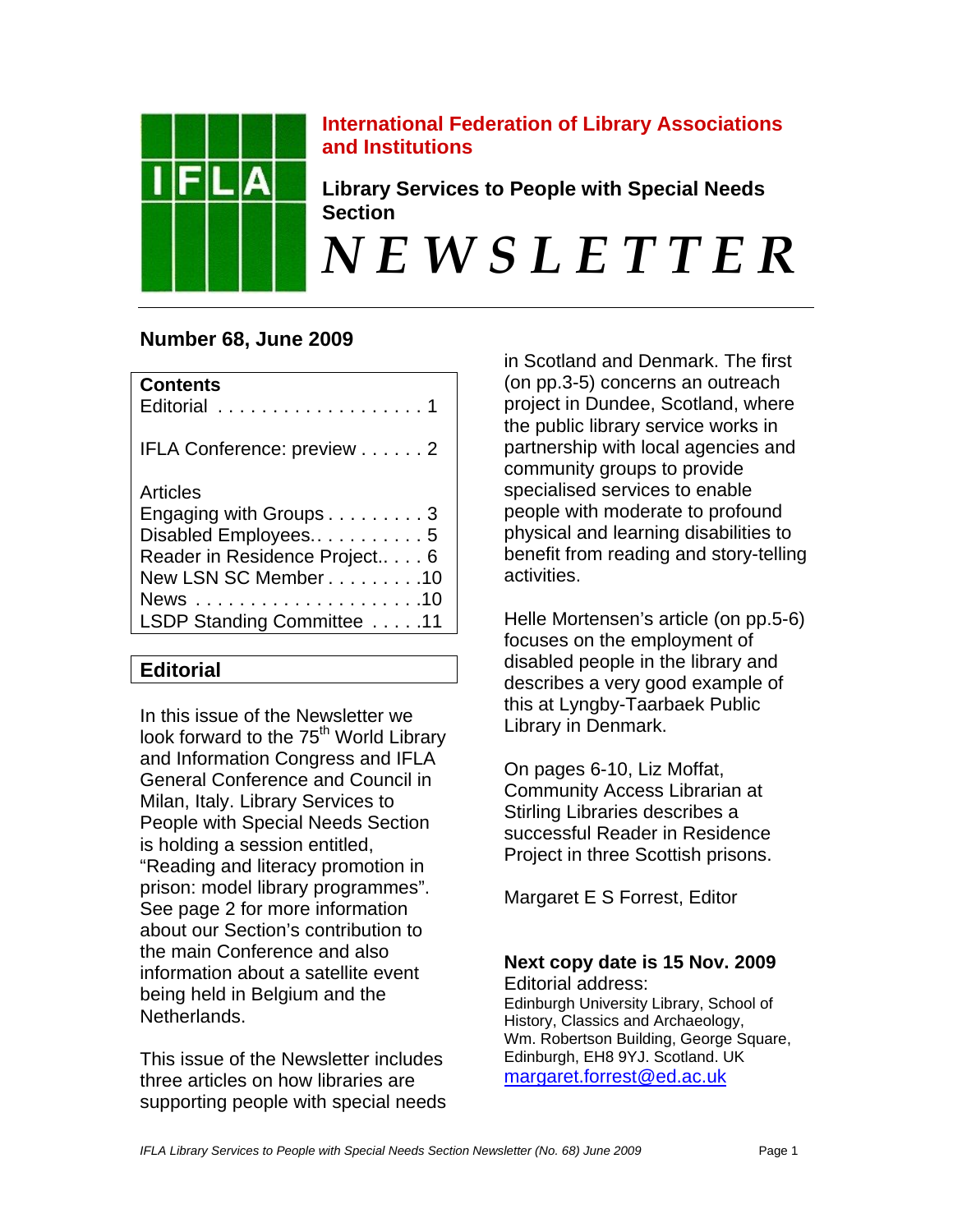**International Federation of Library Associations and Institutions**

**Library Services to People with Special Needs Section**

# *NEWSLETTER*

## Number 68, June 2009

| Contents | |
|---|---|
| Editorial | 1 |
| IFLA Conference: preview | 2 |
| Articles | |
| Engaging with Groups | 3 |
| Disabled Employees | 5 |
| Reader in Residence Project | 6 |
| New LSN SC Member | 10 |
| News | 10 |
| LSDP Standing Committee | 11 |

## Editorial

In this issue of the Newsletter we look forward to the 75th World Library and Information Congress and IFLA General Conference and Council in Milan, Italy. Library Services to People with Special Needs Section is holding a session entitled, "Reading and literacy promotion in prison: model library programmes". See page 2 for more information about our Section's contribution to the main Conference and also information about a satellite event being held in Belgium and the Netherlands.

This issue of the Newsletter includes three articles on how libraries are supporting people with special needs in Scotland and Denmark. The first (on pp.3-5) concerns an outreach project in Dundee, Scotland, where the public library service works in partnership with local agencies and community groups to provide specialised services to enable people with moderate to profound physical and learning disabilities to benefit from reading and story-telling activities.

Helle Mortensen's article (on pp.5-6) focuses on the employment of disabled people in the library and describes a very good example of this at Lyngby-Taarbaek Public Library in Denmark.

On pages 6-10, Liz Moffat, Community Access Librarian at Stirling Libraries describes a successful Reader in Residence Project in three Scottish prisons.

Margaret E S Forrest, Editor

**Next copy date is 15 Nov. 2009**

Editorial address:
Edinburgh University Library, School of History, Classics and Archaeology, Wm. Robertson Building, George Square, Edinburgh, EH8 9YJ. Scotland. UK
margaret.forrest@ed.ac.uk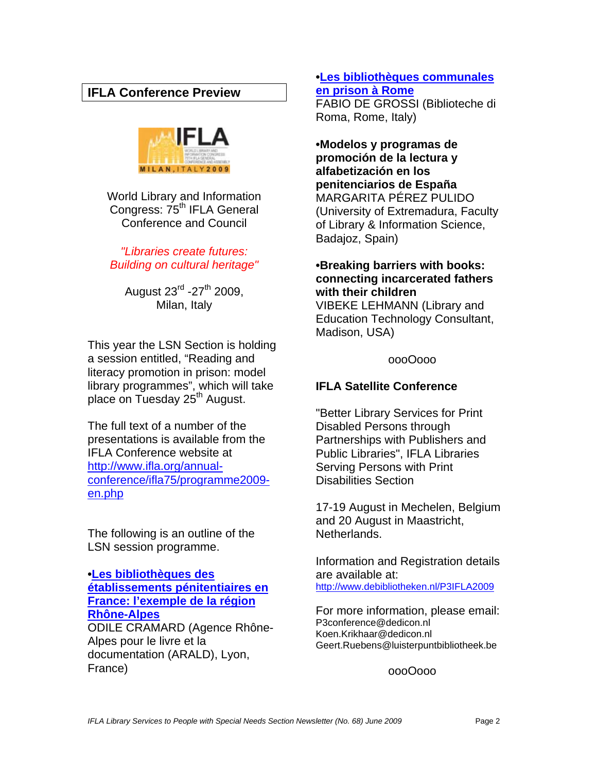## IFLA Conference Preview

World Library and Information Congress: 75th IFLA General Conference and Council

*"Libraries create futures: Building on cultural heritage"*

August 23rd -27th 2009, Milan, Italy

This year the LSN Section is holding a session entitled, "Reading and literacy promotion in prison: model library programmes", which will take place on Tuesday 25th August.

The full text of a number of the presentations is available from the IFLA Conference website at http://www.ifla.org/annual-conference/ifla75/programme2009-en.php

The following is an outline of the LSN session programme.

•**Les bibliothèques des établissements pénitentiaires en France: l'exemple de la région Rhône-Alpes**
ODILE CRAMARD (Agence Rhône-Alpes pour le livre et la documentation (ARALD), Lyon, France)

•**Les bibliothèques communales en prison à Rome**
FABIO DE GROSSI (Biblioteche di Roma, Rome, Italy)

•**Modelos y programas de promoción de la lectura y alfabetización en los penitenciarios de España**
MARGARITA PÉREZ PULIDO (University of Extremadura, Faculty of Library & Information Science, Badajoz, Spain)

•**Breaking barriers with books: connecting incarcerated fathers with their children**
VIBEKE LEHMANN (Library and Education Technology Consultant, Madison, USA)

oooOooo

### IFLA Satellite Conference

"Better Library Services for Print Disabled Persons through Partnerships with Publishers and Public Libraries", IFLA Libraries Serving Persons with Print Disabilities Section

17-19 August in Mechelen, Belgium and 20 August in Maastricht, Netherlands.

Information and Registration details are available at:
http://www.debibliotheken.nl/P3IFLA2009

For more information, please email:
P3conference@dedicon.nl
Koen.Krikhaar@dedicon.nl
Geert.Ruebens@luisterpuntbibliotheek.be

oooOooo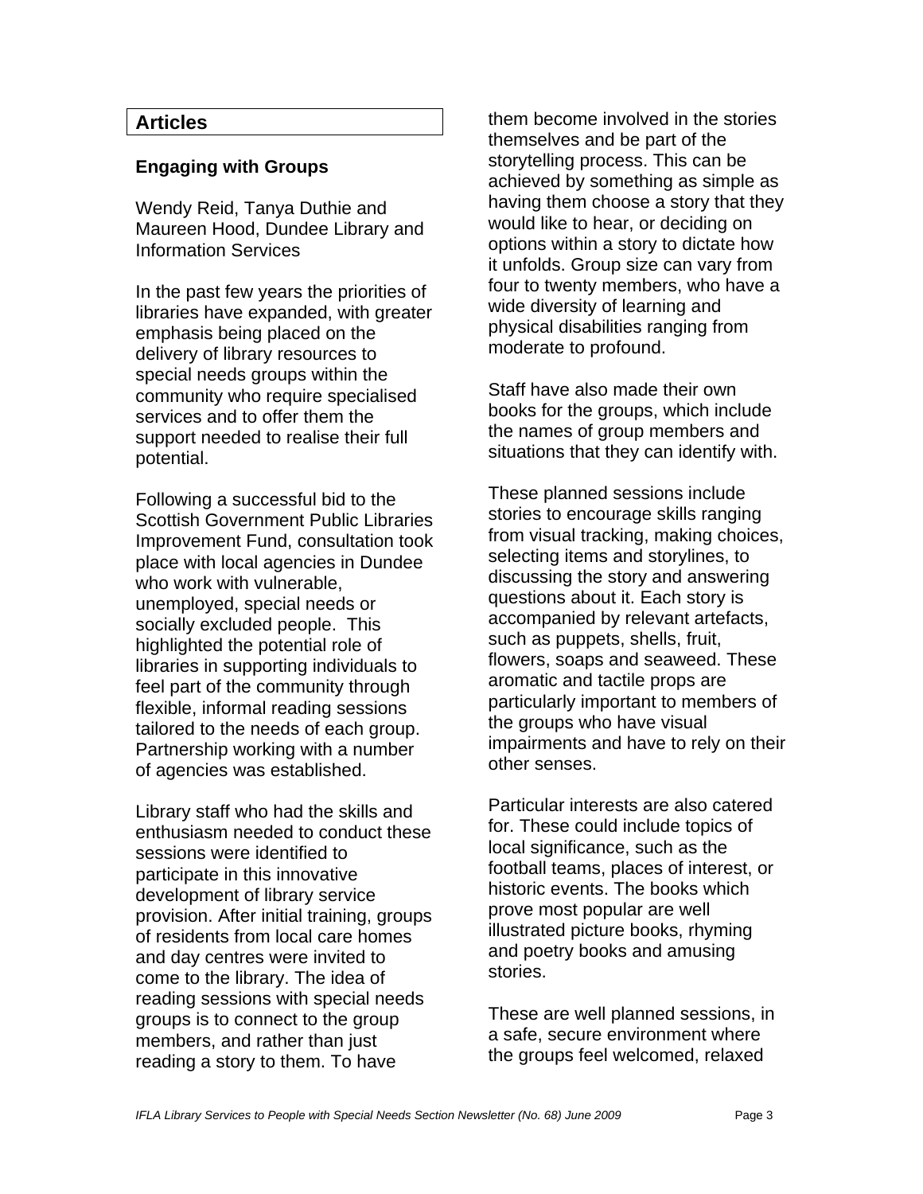## Articles

### Engaging with Groups

Wendy Reid, Tanya Duthie and Maureen Hood, Dundee Library and Information Services

In the past few years the priorities of libraries have expanded, with greater emphasis being placed on the delivery of library resources to special needs groups within the community who require specialised services and to offer them the support needed to realise their full potential.

Following a successful bid to the Scottish Government Public Libraries Improvement Fund, consultation took place with local agencies in Dundee who work with vulnerable, unemployed, special needs or socially excluded people. This highlighted the potential role of libraries in supporting individuals to feel part of the community through flexible, informal reading sessions tailored to the needs of each group. Partnership working with a number of agencies was established.

Library staff who had the skills and enthusiasm needed to conduct these sessions were identified to participate in this innovative development of library service provision. After initial training, groups of residents from local care homes and day centres were invited to come to the library. The idea of reading sessions with special needs groups is to connect to the group members, and rather than just reading a story to them. To have them become involved in the stories themselves and be part of the storytelling process. This can be achieved by something as simple as having them choose a story that they would like to hear, or deciding on options within a story to dictate how it unfolds. Group size can vary from four to twenty members, who have a wide diversity of learning and physical disabilities ranging from moderate to profound.

Staff have also made their own books for the groups, which include the names of group members and situations that they can identify with.

These planned sessions include stories to encourage skills ranging from visual tracking, making choices, selecting items and storylines, to discussing the story and answering questions about it. Each story is accompanied by relevant artefacts, such as puppets, shells, fruit, flowers, soaps and seaweed. These aromatic and tactile props are particularly important to members of the groups who have visual impairments and have to rely on their other senses.

Particular interests are also catered for. These could include topics of local significance, such as the football teams, places of interest, or historic events. The books which prove most popular are well illustrated picture books, rhyming and poetry books and amusing stories.

These are well planned sessions, in a safe, secure environment where the groups feel welcomed, relaxed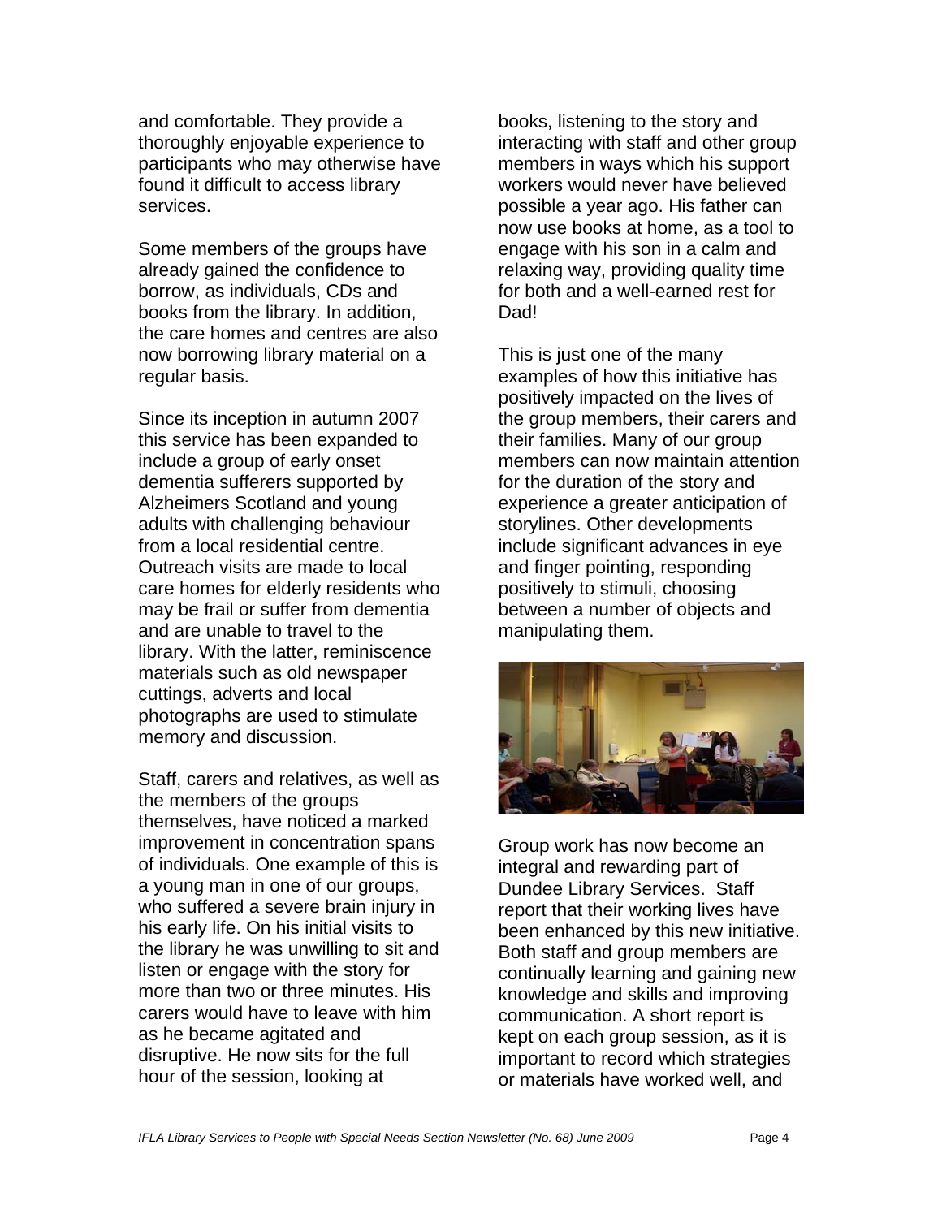and comfortable. They provide a thoroughly enjoyable experience to participants who may otherwise have found it difficult to access library services.

Some members of the groups have already gained the confidence to borrow, as individuals, CDs and books from the library. In addition, the care homes and centres are also now borrowing library material on a regular basis.

Since its inception in autumn 2007 this service has been expanded to include a group of early onset dementia sufferers supported by Alzheimers Scotland and young adults with challenging behaviour from a local residential centre. Outreach visits are made to local care homes for elderly residents who may be frail or suffer from dementia and are unable to travel to the library. With the latter, reminiscence materials such as old newspaper cuttings, adverts and local photographs are used to stimulate memory and discussion.

Staff, carers and relatives, as well as the members of the groups themselves, have noticed a marked improvement in concentration spans of individuals. One example of this is a young man in one of our groups, who suffered a severe brain injury in his early life. On his initial visits to the library he was unwilling to sit and listen or engage with the story for more than two or three minutes. His carers would have to leave with him as he became agitated and disruptive. He now sits for the full hour of the session, looking at books, listening to the story and interacting with staff and other group members in ways which his support workers would never have believed possible a year ago. His father can now use books at home, as a tool to engage with his son in a calm and relaxing way, providing quality time for both and a well-earned rest for Dad!

This is just one of the many examples of how this initiative has positively impacted on the lives of the group members, their carers and their families. Many of our group members can now maintain attention for the duration of the story and experience a greater anticipation of storylines. Other developments include significant advances in eye and finger pointing, responding positively to stimuli, choosing between a number of objects and manipulating them.

Group work has now become an integral and rewarding part of Dundee Library Services. Staff report that their working lives have been enhanced by this new initiative. Both staff and group members are continually learning and gaining new knowledge and skills and improving communication. A short report is kept on each group session, as it is important to record which strategies or materials have worked well, and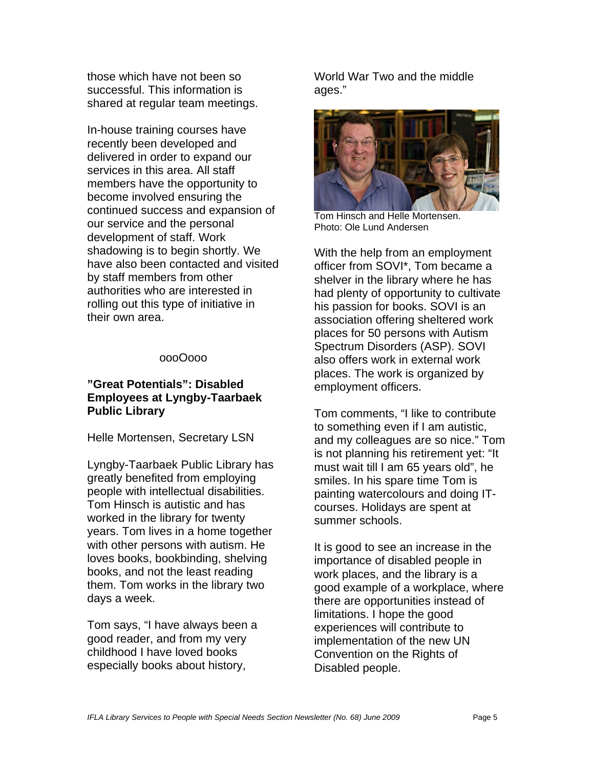those which have not been so successful. This information is shared at regular team meetings.

In-house training courses have recently been developed and delivered in order to expand our services in this area. All staff members have the opportunity to become involved ensuring the continued success and expansion of our service and the personal development of staff. Work shadowing is to begin shortly. We have also been contacted and visited by staff members from other authorities who are interested in rolling out this type of initiative in their own area.

oooOooo

## "Great Potentials": Disabled Employees at Lyngby-Taarbaek Public Library

Helle Mortensen, Secretary LSN

Lyngby-Taarbaek Public Library has greatly benefited from employing people with intellectual disabilities. Tom Hinsch is autistic and has worked in the library for twenty years. Tom lives in a home together with other persons with autism. He loves books, bookbinding, shelving books, and not the least reading them. Tom works in the library two days a week.

Tom says, "I have always been a good reader, and from my very childhood I have loved books especially books about history, World War Two and the middle ages."

Tom Hinsch and Helle Mortensen. Photo: Ole Lund Andersen

With the help from an employment officer from SOVI*, Tom became a shelver in the library where he has had plenty of opportunity to cultivate his passion for books. SOVI is an association offering sheltered work places for 50 persons with Autism Spectrum Disorders (ASP). SOVI also offers work in external work places. The work is organized by employment officers.

Tom comments, "I like to contribute to something even if I am autistic, and my colleagues are so nice." Tom is not planning his retirement yet: "It must wait till I am 65 years old", he smiles. In his spare time Tom is painting watercolours and doing IT-courses. Holidays are spent at summer schools.

It is good to see an increase in the importance of disabled people in work places, and the library is a good example of a workplace, where there are opportunities instead of limitations. I hope the good experiences will contribute to implementation of the new UN Convention on the Rights of Disabled people.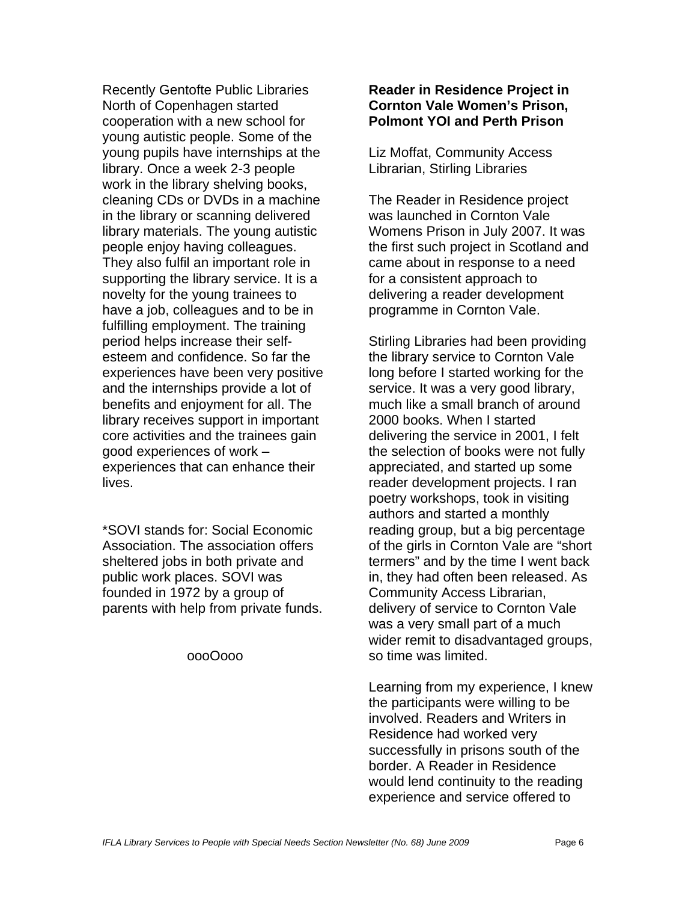Recently Gentofte Public Libraries North of Copenhagen started cooperation with a new school for young autistic people. Some of the young pupils have internships at the library. Once a week 2-3 people work in the library shelving books, cleaning CDs or DVDs in a machine in the library or scanning delivered library materials. The young autistic people enjoy having colleagues. They also fulfil an important role in supporting the library service. It is a novelty for the young trainees to have a job, colleagues and to be in fulfilling employment. The training period helps increase their self-esteem and confidence. So far the experiences have been very positive and the internships provide a lot of benefits and enjoyment for all. The library receives support in important core activities and the trainees gain good experiences of work – experiences that can enhance their lives.

*SOVI stands for: Social Economic Association. The association offers sheltered jobs in both private and public work places. SOVI was founded in 1972 by a group of parents with help from private funds.

oooOooo

## Reader in Residence Project in Cornton Vale Women's Prison, Polmont YOI and Perth Prison

Liz Moffat, Community Access Librarian, Stirling Libraries

The Reader in Residence project was launched in Cornton Vale Womens Prison in July 2007. It was the first such project in Scotland and came about in response to a need for a consistent approach to delivering a reader development programme in Cornton Vale.

Stirling Libraries had been providing the library service to Cornton Vale long before I started working for the service. It was a very good library, much like a small branch of around 2000 books. When I started delivering the service in 2001, I felt the selection of books were not fully appreciated, and started up some reader development projects. I ran poetry workshops, took in visiting authors and started a monthly reading group, but a big percentage of the girls in Cornton Vale are "short termers" and by the time I went back in, they had often been released. As Community Access Librarian, delivery of service to Cornton Vale was a very small part of a much wider remit to disadvantaged groups, so time was limited.

Learning from my experience, I knew the participants were willing to be involved. Readers and Writers in Residence had worked very successfully in prisons south of the border. A Reader in Residence would lend continuity to the reading experience and service offered to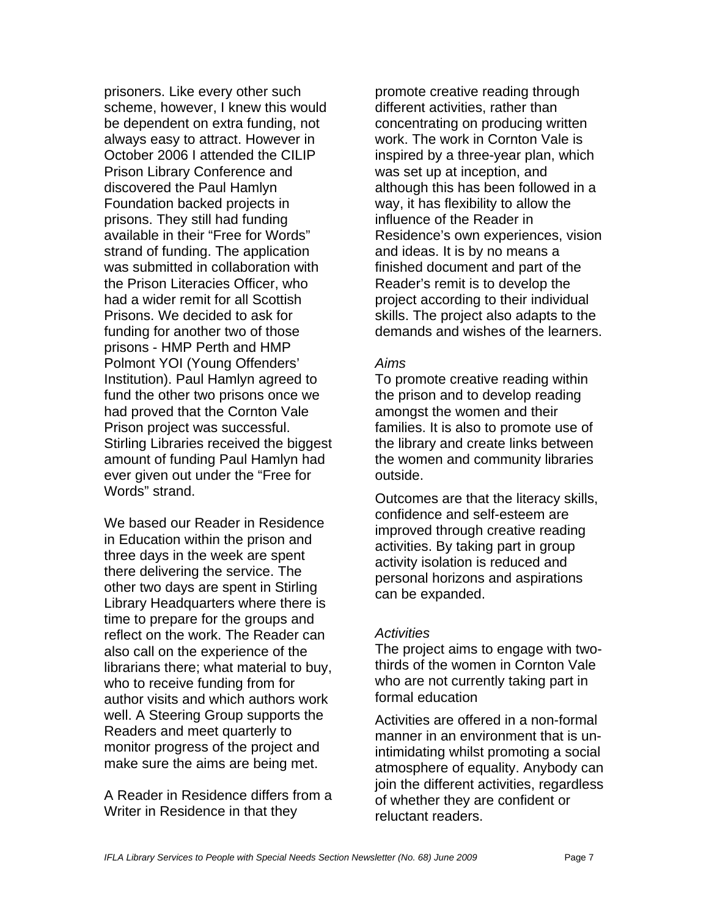prisoners. Like every other such scheme, however, I knew this would be dependent on extra funding, not always easy to attract. However in October 2006 I attended the CILIP Prison Library Conference and discovered the Paul Hamlyn Foundation backed projects in prisons. They still had funding available in their "Free for Words" strand of funding. The application was submitted in collaboration with the Prison Literacies Officer, who had a wider remit for all Scottish Prisons. We decided to ask for funding for another two of those prisons - HMP Perth and HMP Polmont YOI (Young Offenders' Institution). Paul Hamlyn agreed to fund the other two prisons once we had proved that the Cornton Vale Prison project was successful. Stirling Libraries received the biggest amount of funding Paul Hamlyn had ever given out under the "Free for Words" strand.

We based our Reader in Residence in Education within the prison and three days in the week are spent there delivering the service. The other two days are spent in Stirling Library Headquarters where there is time to prepare for the groups and reflect on the work. The Reader can also call on the experience of the librarians there; what material to buy, who to receive funding from for author visits and which authors work well. A Steering Group supports the Readers and meet quarterly to monitor progress of the project and make sure the aims are being met.

A Reader in Residence differs from a Writer in Residence in that they promote creative reading through different activities, rather than concentrating on producing written work. The work in Cornton Vale is inspired by a three-year plan, which was set up at inception, and although this has been followed in a way, it has flexibility to allow the influence of the Reader in Residence's own experiences, vision and ideas. It is by no means a finished document and part of the Reader's remit is to develop the project according to their individual skills. The project also adapts to the demands and wishes of the learners.

*Aims*

To promote creative reading within the prison and to develop reading amongst the women and their families. It is also to promote use of the library and create links between the women and community libraries outside.

Outcomes are that the literacy skills, confidence and self-esteem are improved through creative reading activities. By taking part in group activity isolation is reduced and personal horizons and aspirations can be expanded.

*Activities*

The project aims to engage with two-thirds of the women in Cornton Vale who are not currently taking part in formal education

Activities are offered in a non-formal manner in an environment that is un-intimidating whilst promoting a social atmosphere of equality. Anybody can join the different activities, regardless of whether they are confident or reluctant readers.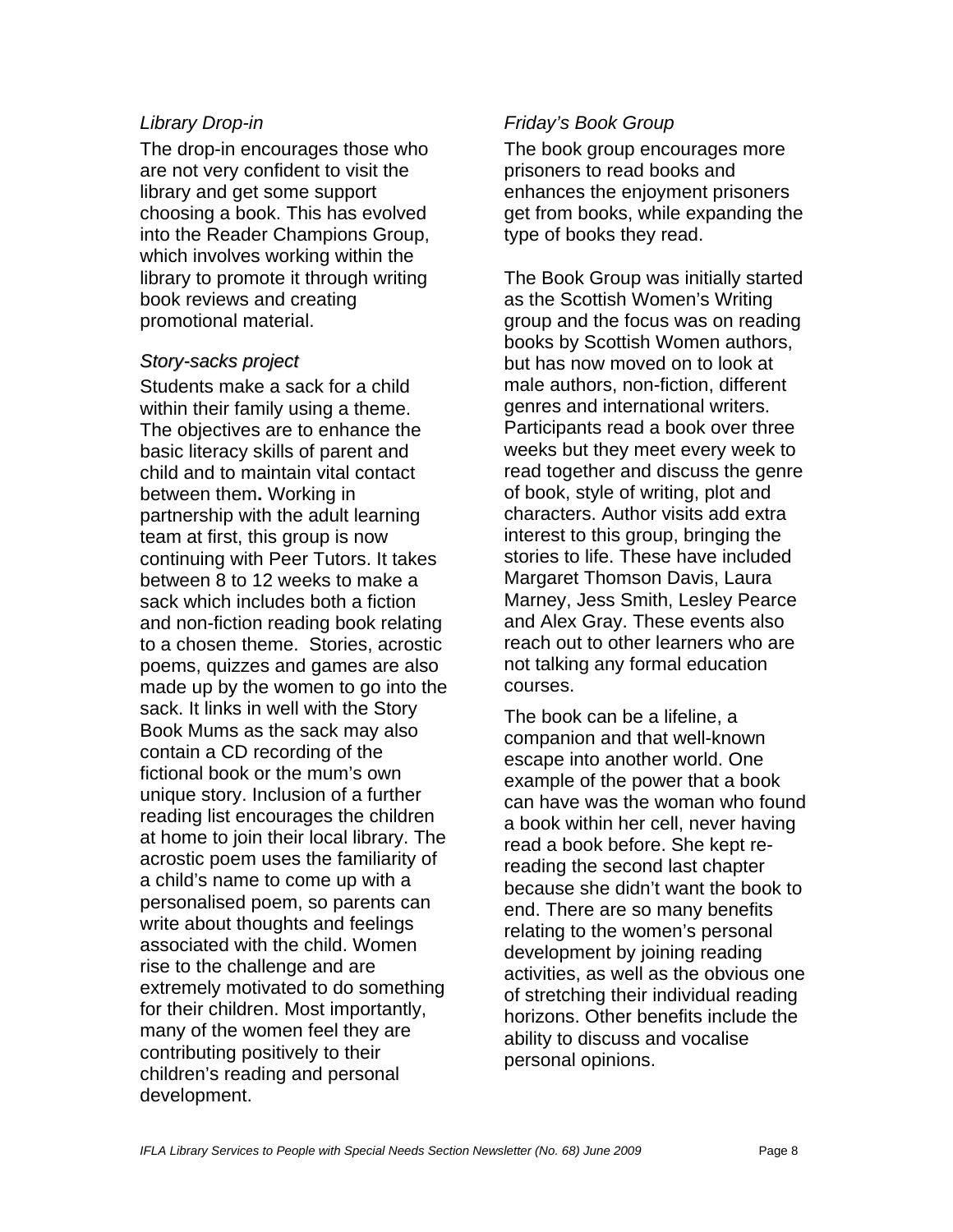*Library Drop-in*

The drop-in encourages those who are not very confident to visit the library and get some support choosing a book. This has evolved into the Reader Champions Group, which involves working within the library to promote it through writing book reviews and creating promotional material.

*Story-sacks project*

Students make a sack for a child within their family using a theme. The objectives are to enhance the basic literacy skills of parent and child and to maintain vital contact between them**.** Working in partnership with the adult learning team at first, this group is now continuing with Peer Tutors. It takes between 8 to 12 weeks to make a sack which includes both a fiction and non-fiction reading book relating to a chosen theme. Stories, acrostic poems, quizzes and games are also made up by the women to go into the sack. It links in well with the Story Book Mums as the sack may also contain a CD recording of the fictional book or the mum's own unique story. Inclusion of a further reading list encourages the children at home to join their local library. The acrostic poem uses the familiarity of a child's name to come up with a personalised poem, so parents can write about thoughts and feelings associated with the child. Women rise to the challenge and are extremely motivated to do something for their children. Most importantly, many of the women feel they are contributing positively to their children's reading and personal development.

*Friday's Book Group*

The book group encourages more prisoners to read books and enhances the enjoyment prisoners get from books, while expanding the type of books they read.

The Book Group was initially started as the Scottish Women's Writing group and the focus was on reading books by Scottish Women authors, but has now moved on to look at male authors, non-fiction, different genres and international writers. Participants read a book over three weeks but they meet every week to read together and discuss the genre of book, style of writing, plot and characters. Author visits add extra interest to this group, bringing the stories to life. These have included Margaret Thomson Davis, Laura Marney, Jess Smith, Lesley Pearce and Alex Gray. These events also reach out to other learners who are not talking any formal education courses.

The book can be a lifeline, a companion and that well-known escape into another world. One example of the power that a book can have was the woman who found a book within her cell, never having read a book before. She kept re-reading the second last chapter because she didn't want the book to end. There are so many benefits relating to the women's personal development by joining reading activities, as well as the obvious one of stretching their individual reading horizons. Other benefits include the ability to discuss and vocalise personal opinions.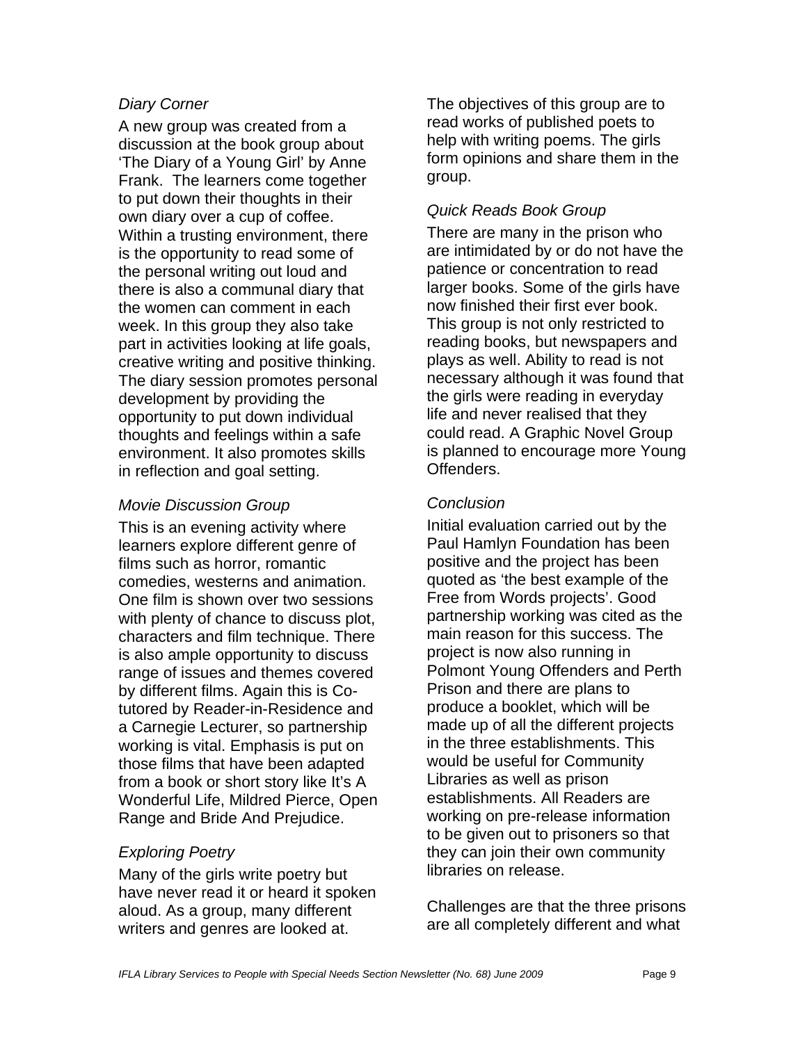*Diary Corner*

A new group was created from a discussion at the book group about 'The Diary of a Young Girl' by Anne Frank. The learners come together to put down their thoughts in their own diary over a cup of coffee. Within a trusting environment, there is the opportunity to read some of the personal writing out loud and there is also a communal diary that the women can comment in each week. In this group they also take part in activities looking at life goals, creative writing and positive thinking. The diary session promotes personal development by providing the opportunity to put down individual thoughts and feelings within a safe environment. It also promotes skills in reflection and goal setting.

*Movie Discussion Group*

This is an evening activity where learners explore different genre of films such as horror, romantic comedies, westerns and animation. One film is shown over two sessions with plenty of chance to discuss plot, characters and film technique. There is also ample opportunity to discuss range of issues and themes covered by different films. Again this is Co-tutored by Reader-in-Residence and a Carnegie Lecturer, so partnership working is vital. Emphasis is put on those films that have been adapted from a book or short story like It's A Wonderful Life, Mildred Pierce, Open Range and Bride And Prejudice.

*Exploring Poetry*

Many of the girls write poetry but have never read it or heard it spoken aloud. As a group, many different writers and genres are looked at. The objectives of this group are to read works of published poets to help with writing poems. The girls form opinions and share them in the group.

*Quick Reads Book Group*

There are many in the prison who are intimidated by or do not have the patience or concentration to read larger books. Some of the girls have now finished their first ever book. This group is not only restricted to reading books, but newspapers and plays as well. Ability to read is not necessary although it was found that the girls were reading in everyday life and never realised that they could read. A Graphic Novel Group is planned to encourage more Young Offenders.

*Conclusion*

Initial evaluation carried out by the Paul Hamlyn Foundation has been positive and the project has been quoted as 'the best example of the Free from Words projects'. Good partnership working was cited as the main reason for this success. The project is now also running in Polmont Young Offenders and Perth Prison and there are plans to produce a booklet, which will be made up of all the different projects in the three establishments. This would be useful for Community Libraries as well as prison establishments. All Readers are working on pre-release information to be given out to prisoners so that they can join their own community libraries on release.

Challenges are that the three prisons are all completely different and what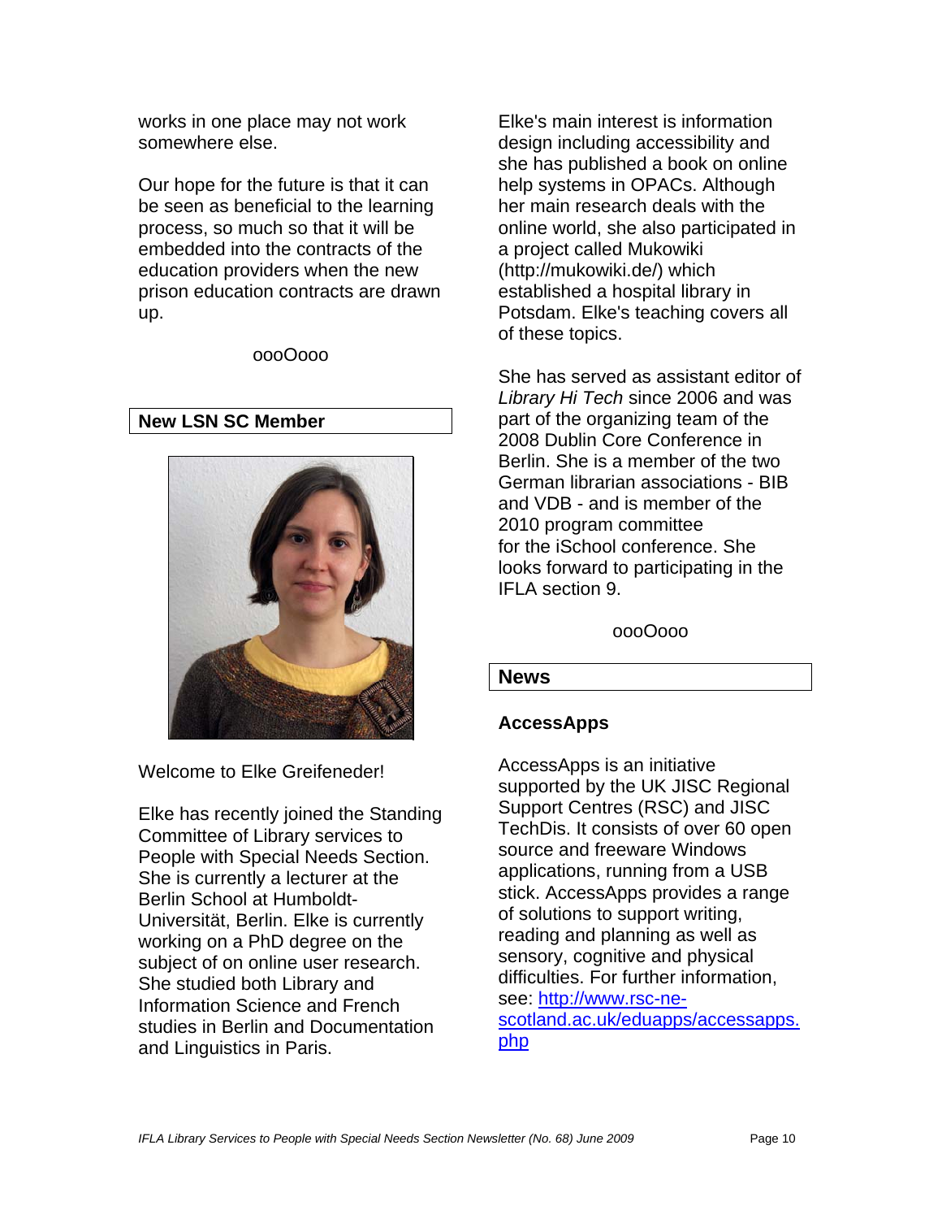works in one place may not work somewhere else.

Our hope for the future is that it can be seen as beneficial to the learning process, so much so that it will be embedded into the contracts of the education providers when the new prison education contracts are drawn up.

oooOooo

## New LSN SC Member

Welcome to Elke Greifeneder!

Elke has recently joined the Standing Committee of Library services to People with Special Needs Section. She is currently a lecturer at the Berlin School at Humboldt-Universität, Berlin. Elke is currently working on a PhD degree on the subject of on online user research. She studied both Library and Information Science and French studies in Berlin and Documentation and Linguistics in Paris.

Elke's main interest is information design including accessibility and she has published a book on online help systems in OPACs. Although her main research deals with the online world, she also participated in a project called Mukowiki (http://mukowiki.de/) which established a hospital library in Potsdam. Elke's teaching covers all of these topics.

She has served as assistant editor of *Library Hi Tech* since 2006 and was part of the organizing team of the 2008 Dublin Core Conference in Berlin. She is a member of the two German librarian associations - BIB and VDB - and is member of the 2010 program committee for the iSchool conference. She looks forward to participating in the IFLA section 9.

oooOooo

## News

### AccessApps

AccessApps is an initiative supported by the UK JISC Regional Support Centres (RSC) and JISC TechDis. It consists of over 60 open source and freeware Windows applications, running from a USB stick. AccessApps provides a range of solutions to support writing, reading and planning as well as sensory, cognitive and physical difficulties. For further information, see: [http://www.rsc-ne-scotland.ac.uk/eduapps/accessapps.php](http://www.rsc-ne-scotland.ac.uk/eduapps/accessapps.php)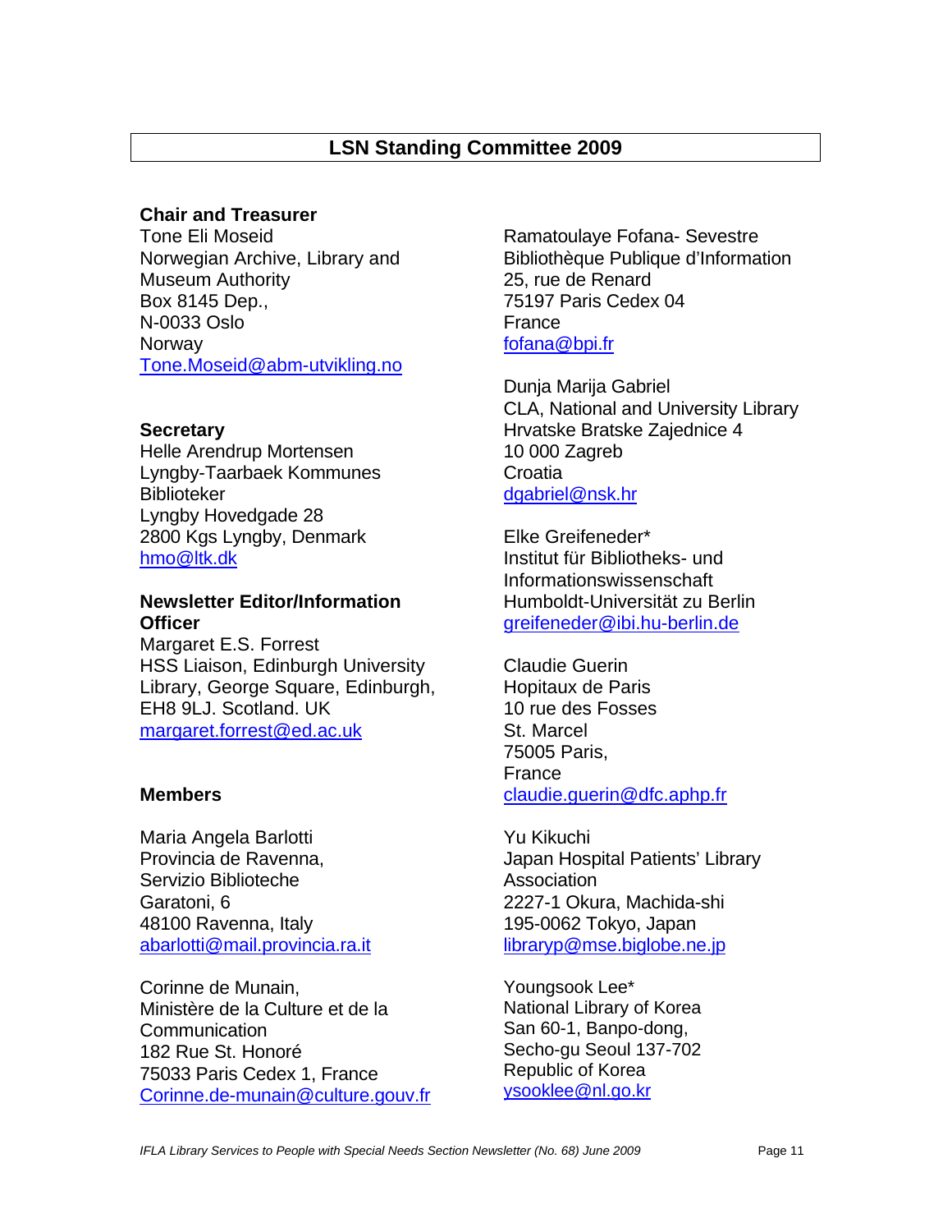## LSN Standing Committee 2009

**Chair and Treasurer**
Tone Eli Moseid
Norwegian Archive, Library and Museum Authority
Box 8145 Dep.,
N-0033 Oslo
Norway
Tone.Moseid@abm-utvikling.no

**Secretary**
Helle Arendrup Mortensen
Lyngby-Taarbaek Kommunes Biblioteker
Lyngby Hovedgade 28
2800 Kgs Lyngby, Denmark
hmo@ltk.dk

**Newsletter Editor/Information Officer**
Margaret E.S. Forrest
HSS Liaison, Edinburgh University Library, George Square, Edinburgh, EH8 9LJ. Scotland. UK
margaret.forrest@ed.ac.uk

**Members**

Maria Angela Barlotti
Provincia de Ravenna,
Servizio Biblioteche
Garatoni, 6
48100 Ravenna, Italy
abarlotti@mail.provincia.ra.it

Corinne de Munain,
Ministère de la Culture et de la Communication
182 Rue St. Honoré
75033 Paris Cedex 1, France
Corinne.de-munain@culture.gouv.fr

Ramatoulaye Fofana- Sevestre
Bibliothèque Publique d'Information
25, rue de Renard
75197 Paris Cedex 04
France
fofana@bpi.fr

Dunja Marija Gabriel
CLA, National and University Library
Hrvatske Bratske Zajednice 4
10 000 Zagreb
Croatia
dgabriel@nsk.hr

Elke Greifeneder*
Institut für Bibliotheks- und Informationswissenschaft
Humboldt-Universität zu Berlin
greifeneder@ibi.hu-berlin.de

Claudie Guerin
Hopitaux de Paris
10 rue des Fosses
St. Marcel
75005 Paris,
France
claudie.guerin@dfc.aphp.fr

Yu Kikuchi
Japan Hospital Patients' Library Association
2227-1 Okura, Machida-shi
195-0062 Tokyo, Japan
libraryp@mse.biglobe.ne.jp

Youngsook Lee*
National Library of Korea
San 60-1, Banpo-dong,
Secho-gu Seoul 137-702
Republic of Korea
ysooklee@nl.go.kr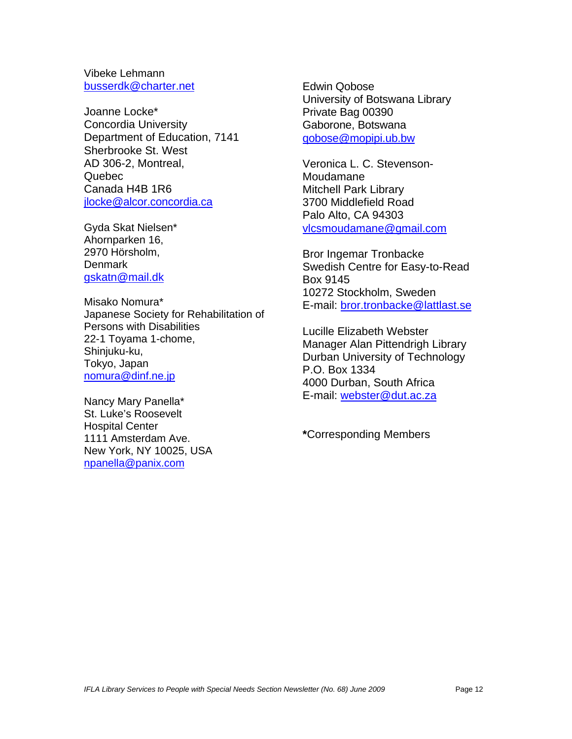Vibeke Lehmann
busserdk@charter.net

Joanne Locke*
Concordia University
Department of Education, 7141
Sherbrooke St. West
AD 306-2, Montreal,
Quebec
Canada H4B 1R6
jlocke@alcor.concordia.ca

Gyda Skat Nielsen*
Ahornparken 16,
2970 Hörsholm,
Denmark
gskatn@mail.dk

Misako Nomura*
Japanese Society for Rehabilitation of Persons with Disabilities
22-1 Toyama 1-chome,
Shinjuku-ku,
Tokyo, Japan
nomura@dinf.ne.jp

Nancy Mary Panella*
St. Luke's Roosevelt
Hospital Center
1111 Amsterdam Ave.
New York, NY 10025, USA
npanella@panix.com

Edwin Qobose
University of Botswana Library
Private Bag 00390
Gaborone, Botswana
qobose@mopipi.ub.bw

Veronica L. C. Stevenson-Moudamane
Mitchell Park Library
3700 Middlefield Road
Palo Alto, CA 94303
vlcsmoudamane@gmail.com

Bror Ingemar Tronbacke
Swedish Centre for Easy-to-Read
Box 9145
10272 Stockholm, Sweden
E-mail: bror.tronbacke@lattlast.se

Lucille Elizabeth Webster
Manager Alan Pittendrigh Library
Durban University of Technology
P.O. Box 1334
4000 Durban, South Africa
E-mail: webster@dut.ac.za

**\***Corresponding Members